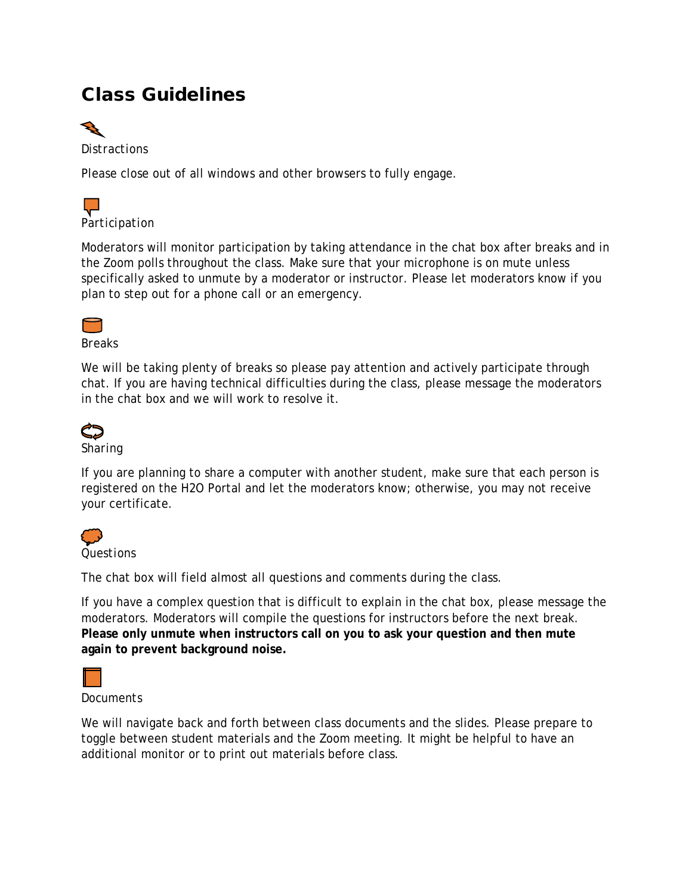# Class Guidelines

Distractions

Please close out of all windows and other browsers to fully engage.

Participation

Moderators will monitor participation by taking attendance in the chat box after breaks and in the Zoom polls throughout the class. Make sure that your microphone is on mute unless specifically asked to unmute by a moderator or instructor. Please let moderators know if you plan to step out for a phone call or an emergency.

Breaks

We will be taking plenty of breaks so please pay attention and actively participate through chat. If you are having technical difficulties during the class, please message the moderators in the chat box and we will work to resolve it.

Sharing

If you are planning to share a computer with another student, make sure that each person is registered on the H2O Portal and let the moderators know; otherwise, you may not receive your certificate.

Questions

The chat box will field almost all questions and comments during the class.

If you have a complex question that is difficult to explain in the chat box, please message the moderators. Moderators will compile the questions for instructors before the next break. **Please only unmute when instructors call on you to ask your question and then mute again to prevent background noise.**

Documents

We will navigate back and forth between class documents and the slides. Please prepare to toggle between student materials and the Zoom meeting. It might be helpful to have an additional monitor or to print out materials before class.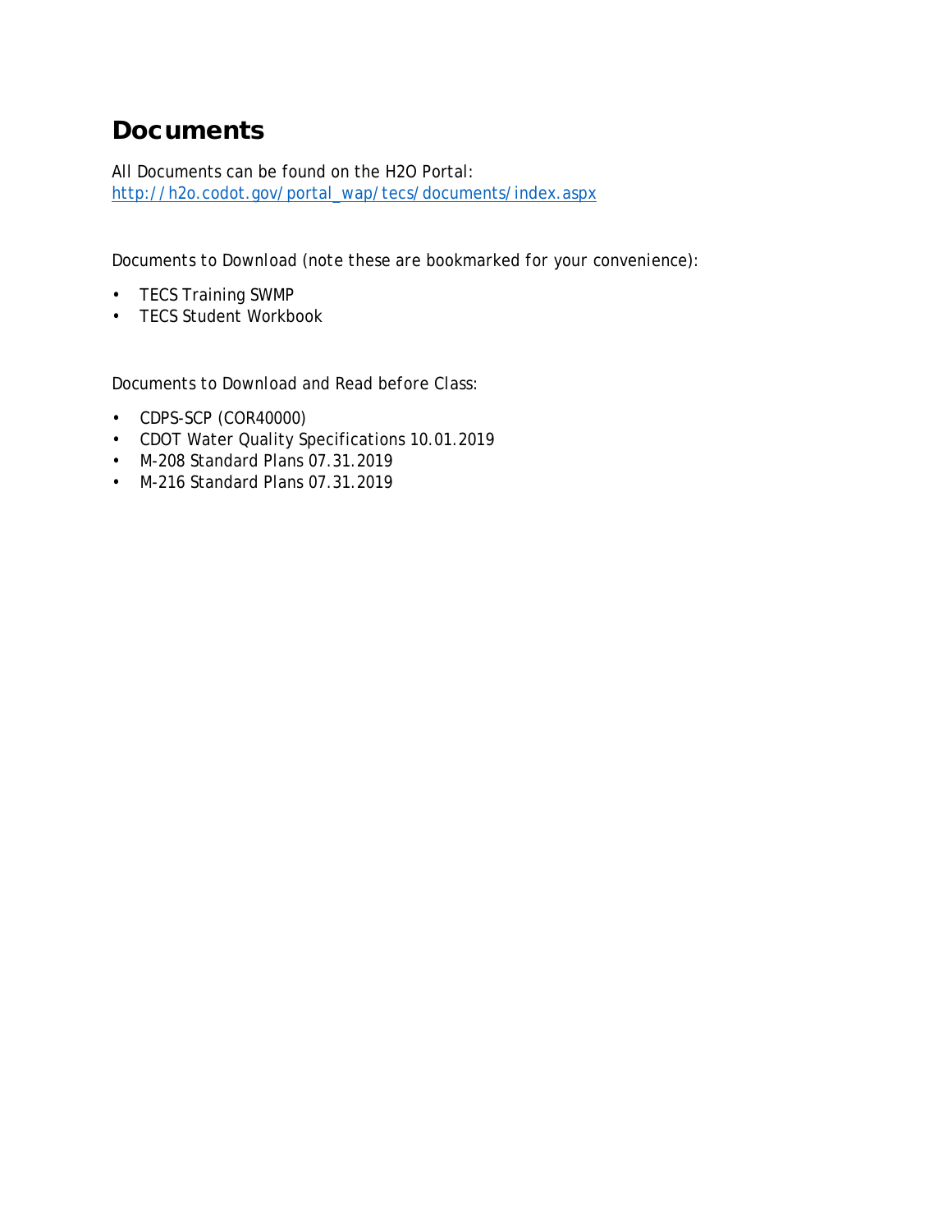# Documents

All Documents can be found on the H2O Portal:
[http://h2o.codot.gov/portal_wap/tecs/documents/index.aspx](http://h2o.codot.gov/portal_wap/tecs/documents/index.aspx)

Documents to Download (note these are bookmarked for your convenience):

- TECS Training SWMP
- TECS Student Workbook

Documents to Download and Read before Class:

- CDPS-SCP (COR40000)
- CDOT Water Quality Specifications 10.01.2019
- M-208 Standard Plans 07.31.2019
- M-216 Standard Plans 07.31.2019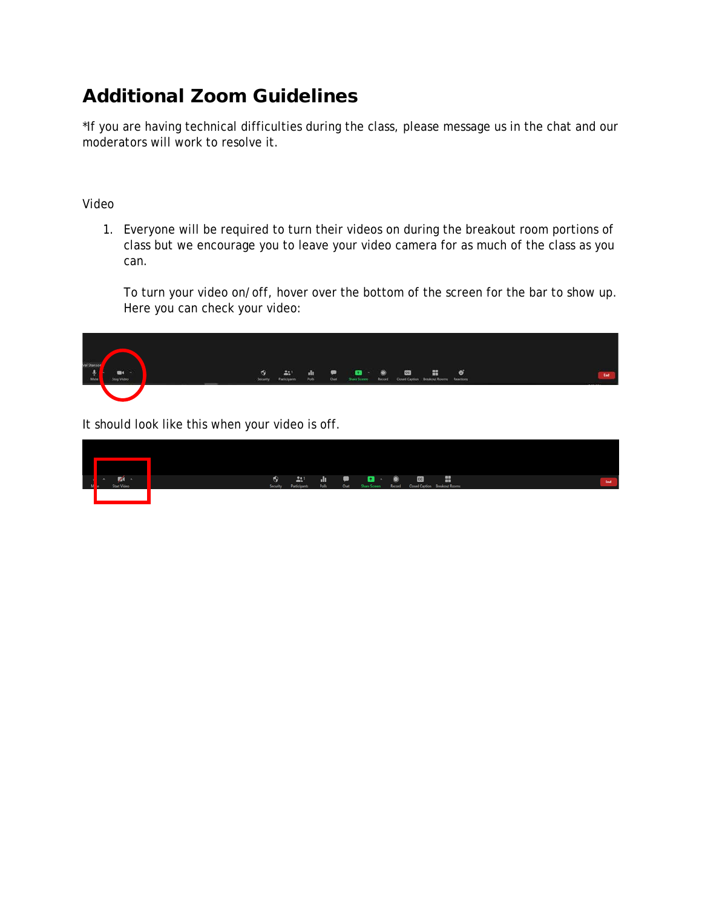# Additional Zoom Guidelines

*If you are having technical difficulties during the class, please message us in the chat and our moderators will work to resolve it.

Video

1. Everyone will be required to turn their videos on during the breakout room portions of class but we encourage you to leave your video camera for as much of the class as you can.

   To turn your video on/off, hover over the bottom of the screen for the bar to show up. Here you can check your video:

It should look like this when your video is off.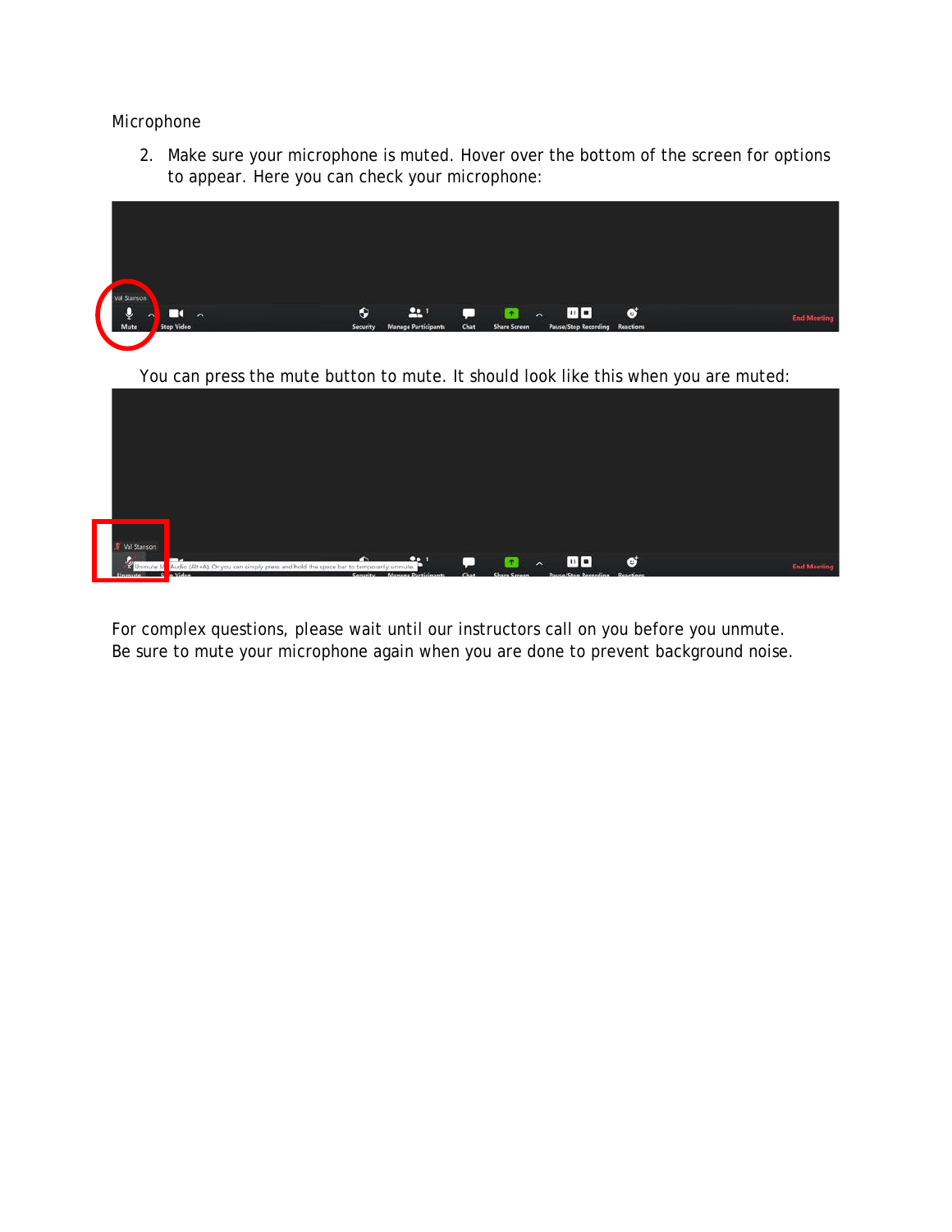Microphone

2. Make sure your microphone is muted. Hover over the bottom of the screen for options to appear. Here you can check your microphone:

You can press the mute button to mute. It should look like this when you are muted:

For complex questions, please wait until our instructors call on you before you unmute. Be sure to mute your microphone again when you are done to prevent background noise.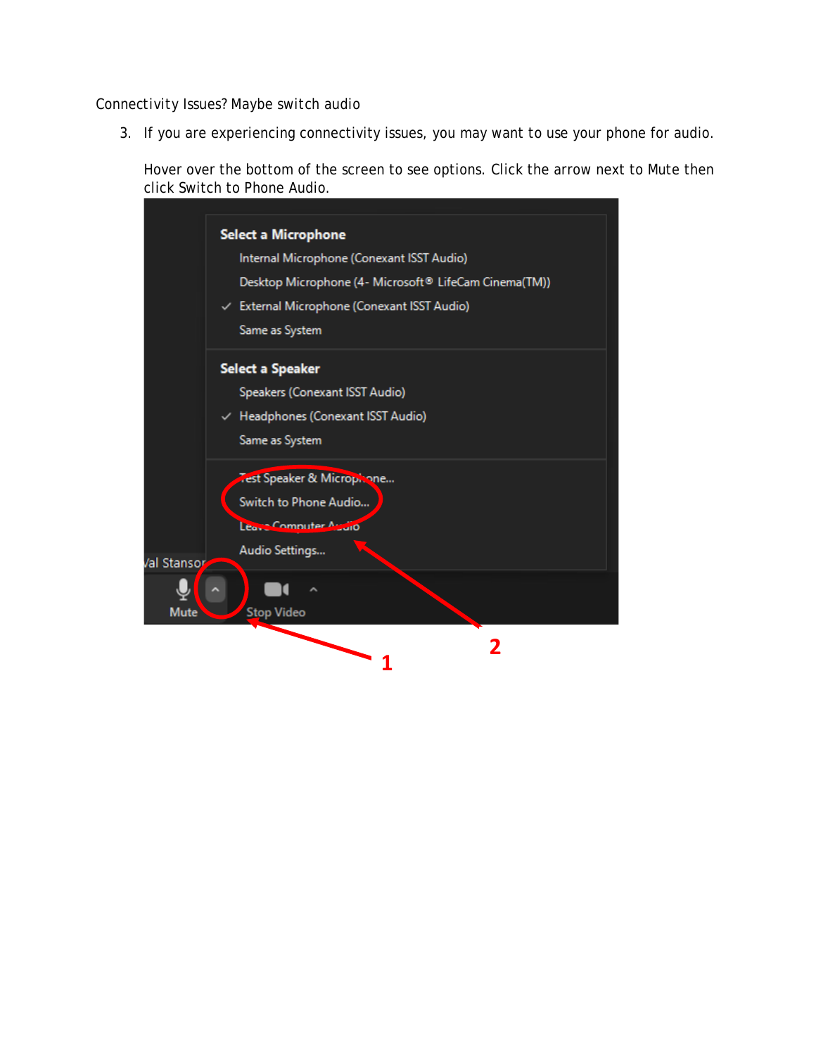Connectivity Issues? Maybe switch audio

3. If you are experiencing connectivity issues, you may want to use your phone for audio.

   Hover over the bottom of the screen to see options. Click the arrow next to Mute then click Switch to Phone Audio.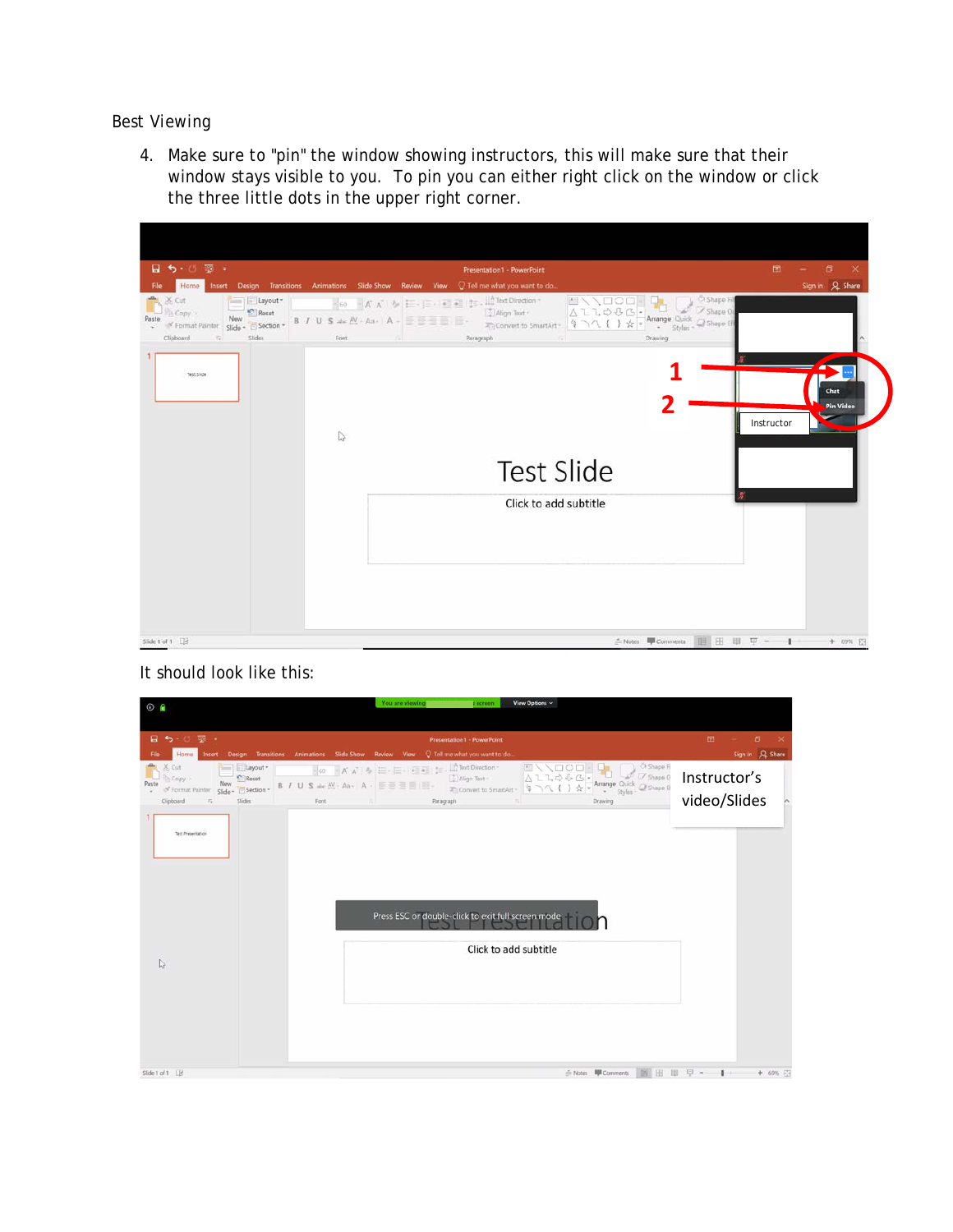Best Viewing

4. Make sure to "pin" the window showing instructors, this will make sure that their window stays visible to you. To pin you can either right click on the window or click the three little dots in the upper right corner.

It should look like this: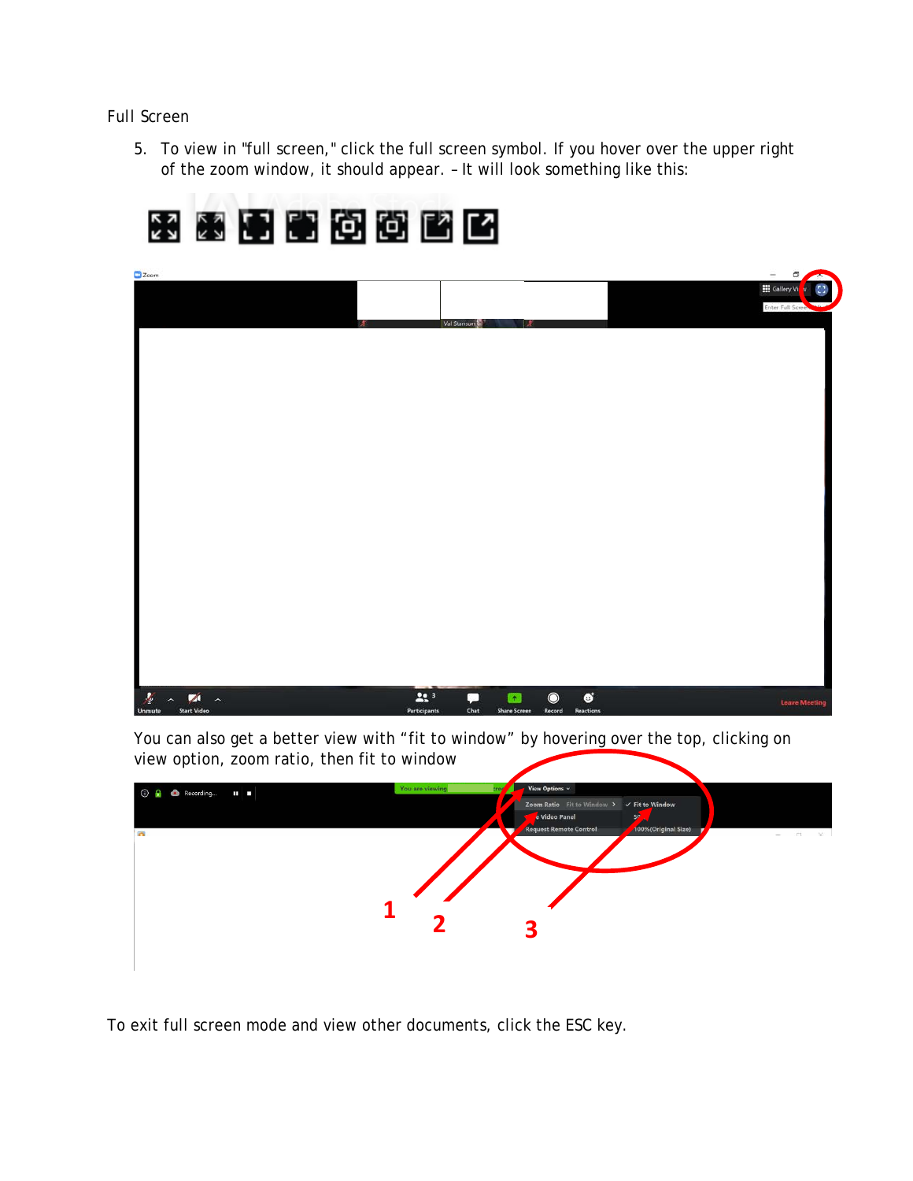Full Screen

5. To view in "full screen," click the full screen symbol. If you hover over the upper right of the zoom window, it should appear. – It will look something like this:

You can also get a better view with “fit to window” by hovering over the top, clicking on view option, zoom ratio, then fit to window

To exit full screen mode and view other documents, click the ESC key.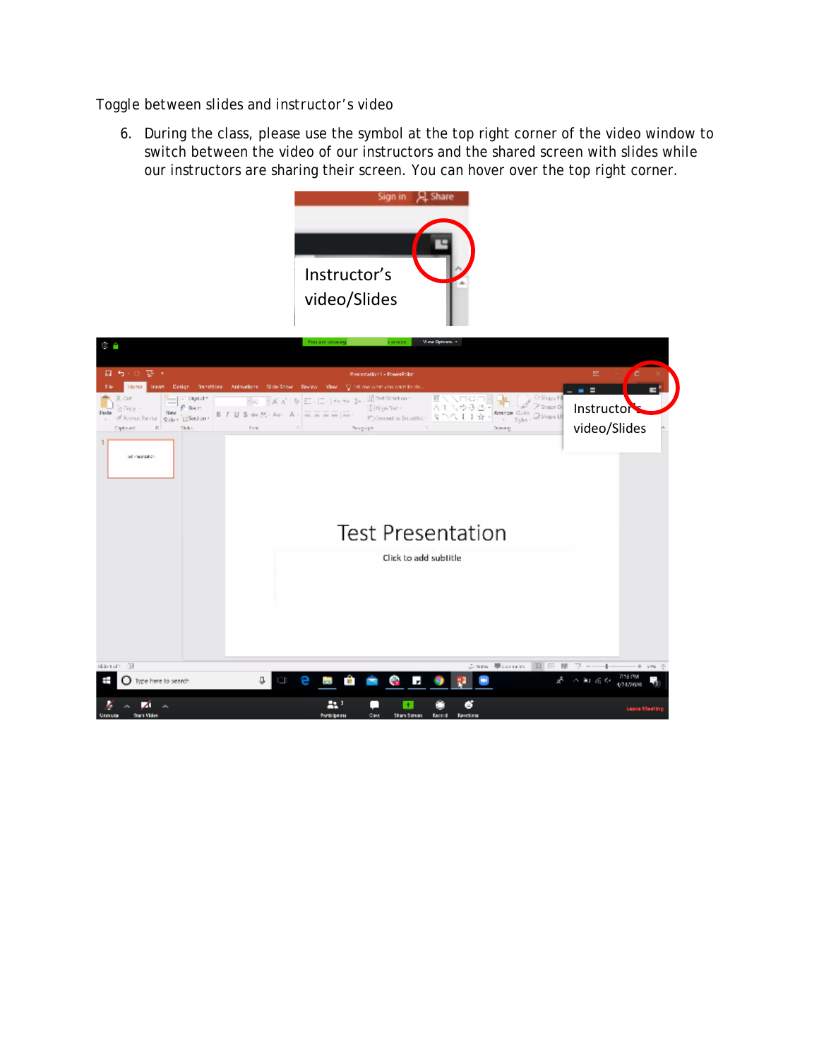Toggle between slides and instructor's video

6. During the class, please use the symbol at the top right corner of the video window to switch between the video of our instructors and the shared screen with slides while our instructors are sharing their screen. You can hover over the top right corner.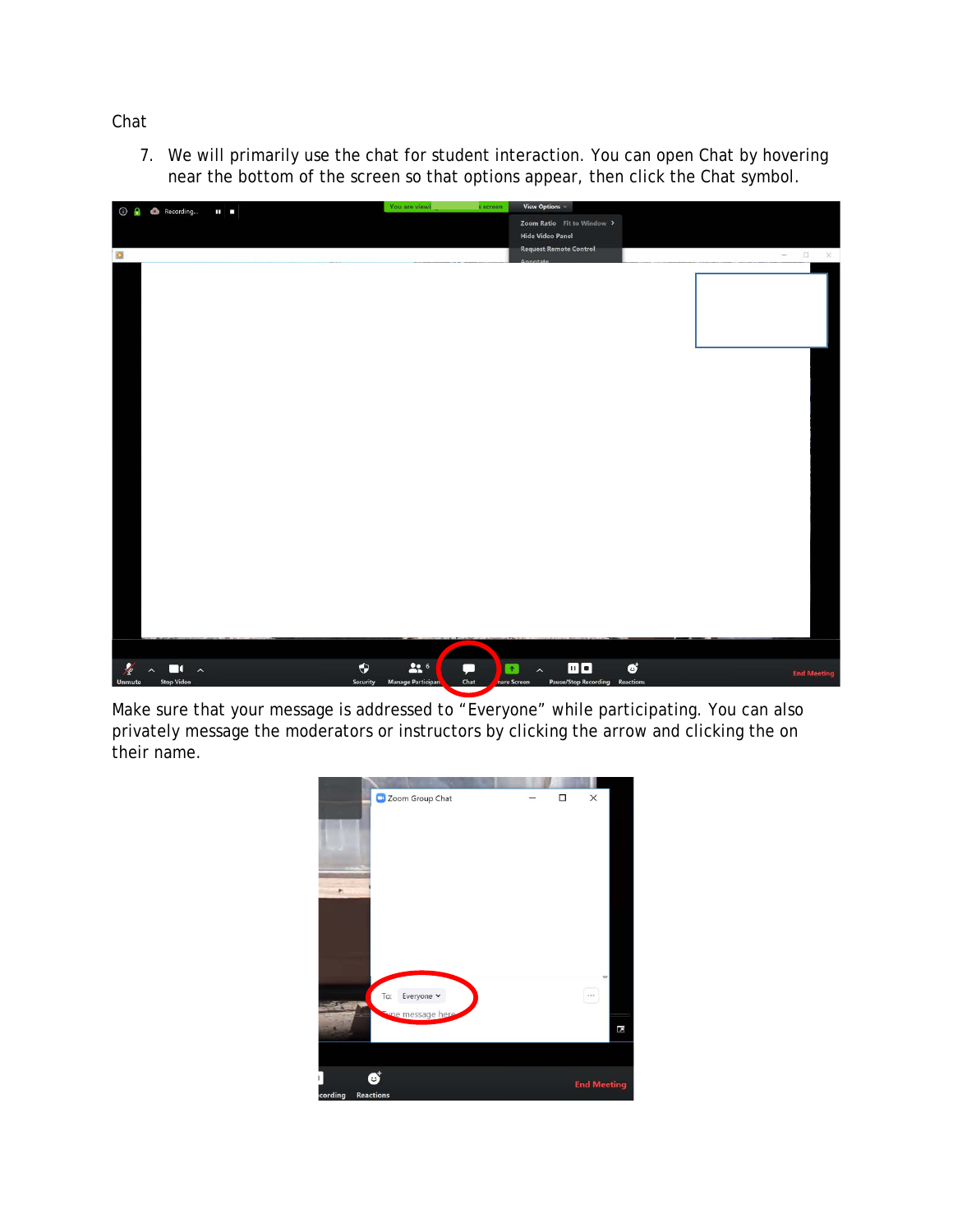Chat

7. We will primarily use the chat for student interaction. You can open Chat by hovering near the bottom of the screen so that options appear, then click the Chat symbol.

Make sure that your message is addressed to “Everyone” while participating. You can also privately message the moderators or instructors by clicking the arrow and clicking the on their name.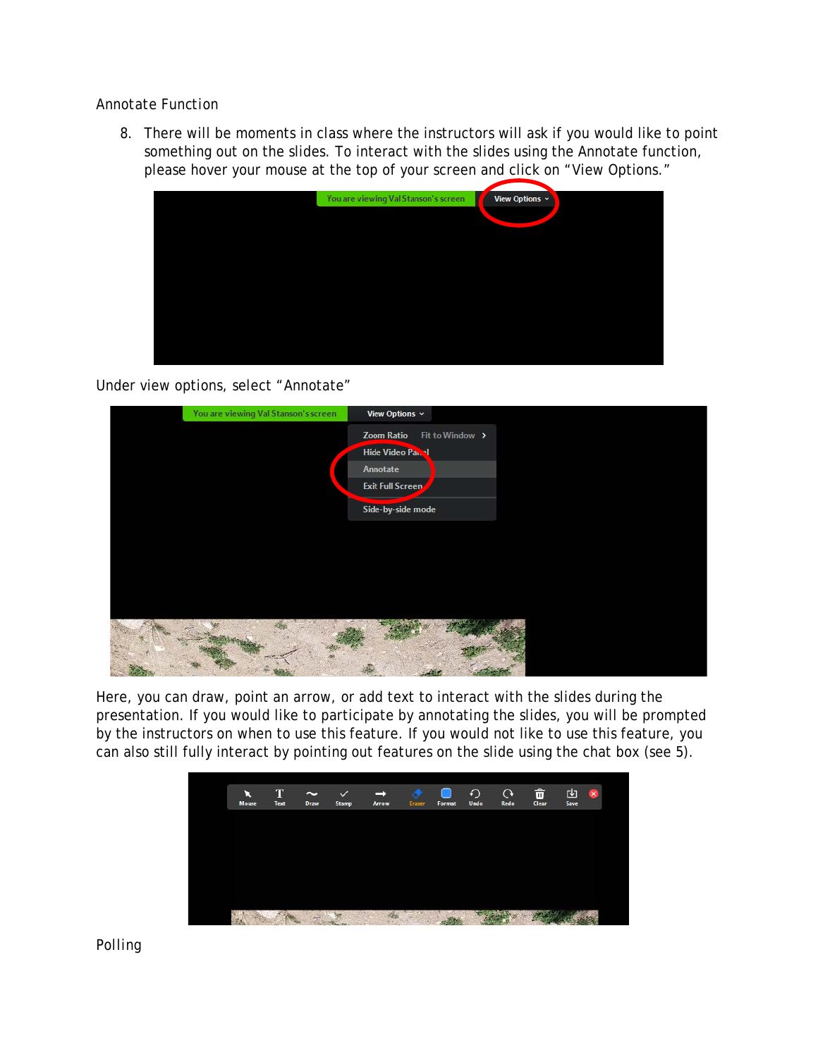Annotate Function

8. There will be moments in class where the instructors will ask if you would like to point something out on the slides. To interact with the slides using the Annotate function, please hover your mouse at the top of your screen and click on "View Options."

Under view options, select "Annotate"

Here, you can draw, point an arrow, or add text to interact with the slides during the presentation. If you would like to participate by annotating the slides, you will be prompted by the instructors on when to use this feature. If you would not like to use this feature, you can also still fully interact by pointing out features on the slide using the chat box (see 5).

Polling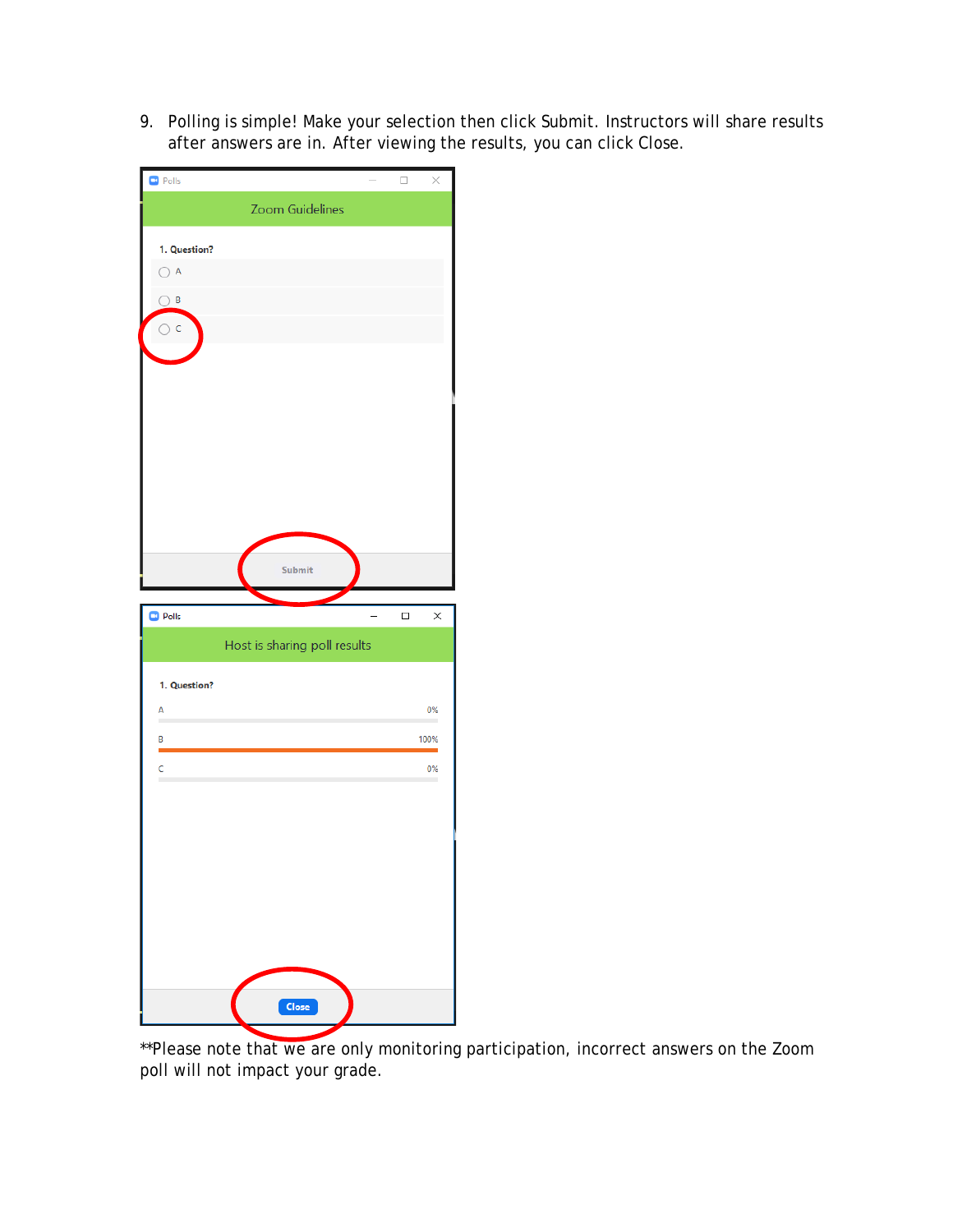9. Polling is simple! Make your selection then click Submit. Instructors will share results after answers are in. After viewing the results, you can click Close.

**Please note that we are only monitoring participation, incorrect answers on the Zoom poll will not impact your grade.